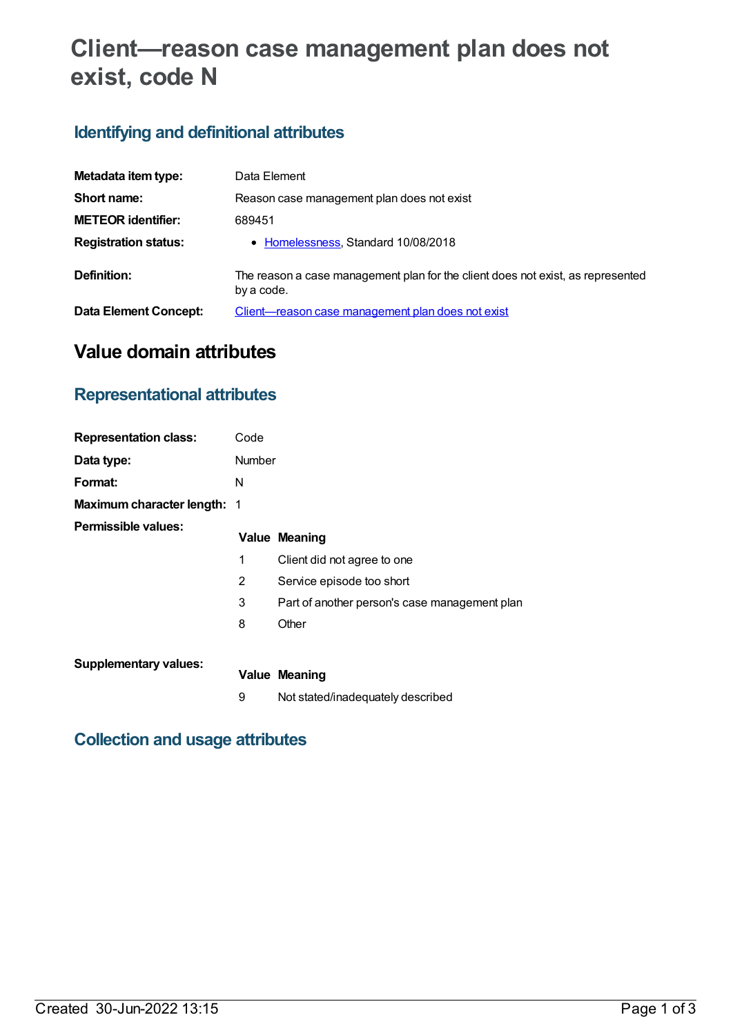# Client—reason case management plan does not exist, code N

## Identifying and definitional attributes

| | |
|---|---|
| **Metadata item type:** | Data Element |
| **Short name:** | Reason case management plan does not exist |
| **METEOR identifier:** | 689451 |
| **Registration status:** | • Homelessness, Standard 10/08/2018 |
| **Definition:** | The reason a case management plan for the client does not exist, as represented by a code. |
| **Data Element Concept:** | Client—reason case management plan does not exist |

# Value domain attributes

## Representational attributes

| | |
|---|---|
| **Representation class:** | Code |
| **Data type:** | Number |
| **Format:** | N |
| **Maximum character length:** | 1 |

**Permissible values:**

| Value | Meaning |
|---|---|
| 1 | Client did not agree to one |
| 2 | Service episode too short |
| 3 | Part of another person's case management plan |
| 8 | Other |

**Supplementary values:**

| Value | Meaning |
|---|---|
| 9 | Not stated/inadequately described |

## Collection and usage attributes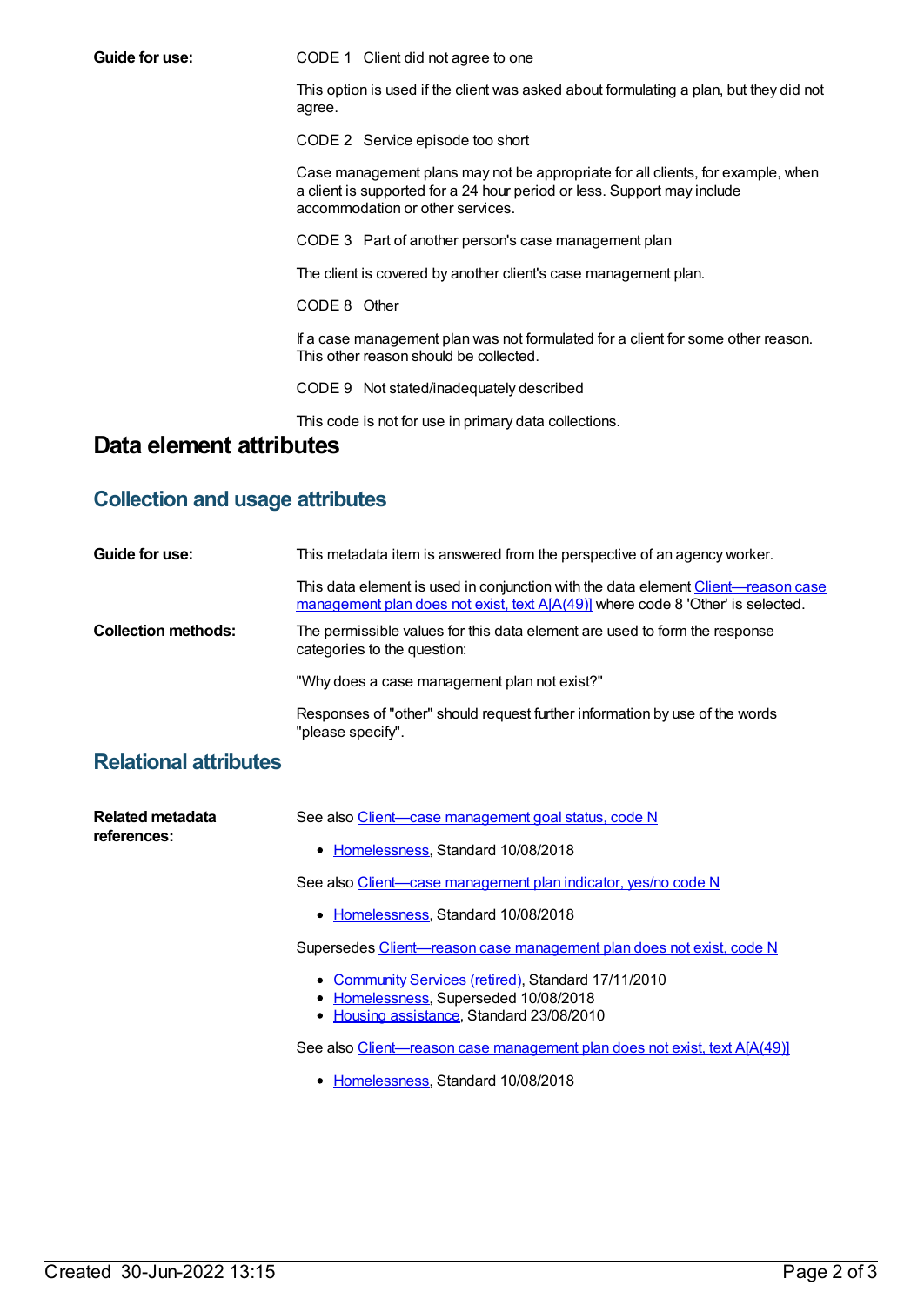**Guide for use:**

CODE 1 Client did not agree to one

This option is used if the client was asked about formulating a plan, but they did not agree.

CODE 2 Service episode too short

Case management plans may not be appropriate for all clients, for example, when a client is supported for a 24 hour period or less. Support may include accommodation or other services.

CODE 3 Part of another person's case management plan

The client is covered by another client's case management plan.

CODE 8 Other

If a case management plan was not formulated for a client for some other reason. This other reason should be collected.

CODE 9 Not stated/inadequately described

This code is not for use in primary data collections.

# Data element attributes

## Collection and usage attributes

**Guide for use:**

This metadata item is answered from the perspective of an agency worker.

This data element is used in conjunction with the data element Client—reason case management plan does not exist, text A[A(49)] where code 8 'Other' is selected.

**Collection methods:**

The permissible values for this data element are used to form the response categories to the question:

"Why does a case management plan not exist?"

Responses of "other" should request further information by use of the words "please specify".

## Relational attributes

**Related metadata references:**

See also Client—case management goal status, code N

- Homelessness, Standard 10/08/2018

See also Client—case management plan indicator, yes/no code N

- Homelessness, Standard 10/08/2018

Supersedes Client—reason case management plan does not exist, code N

- Community Services (retired), Standard 17/11/2010
- Homelessness, Superseded 10/08/2018
- Housing assistance, Standard 23/08/2010

See also Client—reason case management plan does not exist, text A[A(49)]

- Homelessness, Standard 10/08/2018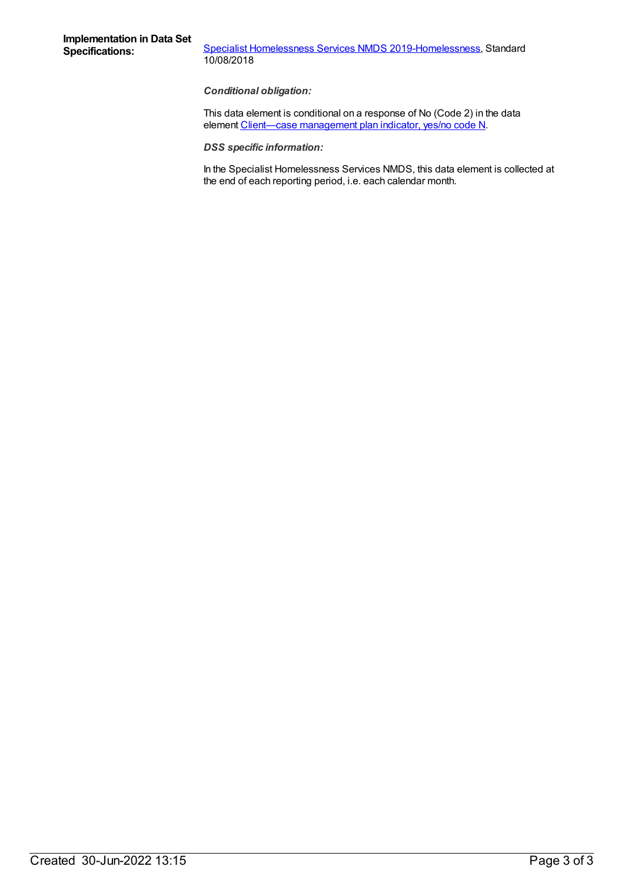**Implementation in Data Set Specifications:**

[Specialist Homelessness Services NMDS 2019-Homelessness](#), Standard 10/08/2018

***Conditional obligation:***

This data element is conditional on a response of No (Code 2) in the data element [Client—case management plan indicator, yes/no code N](#).

***DSS specific information:***

In the Specialist Homelessness Services NMDS, this data element is collected at the end of each reporting period, i.e. each calendar month.